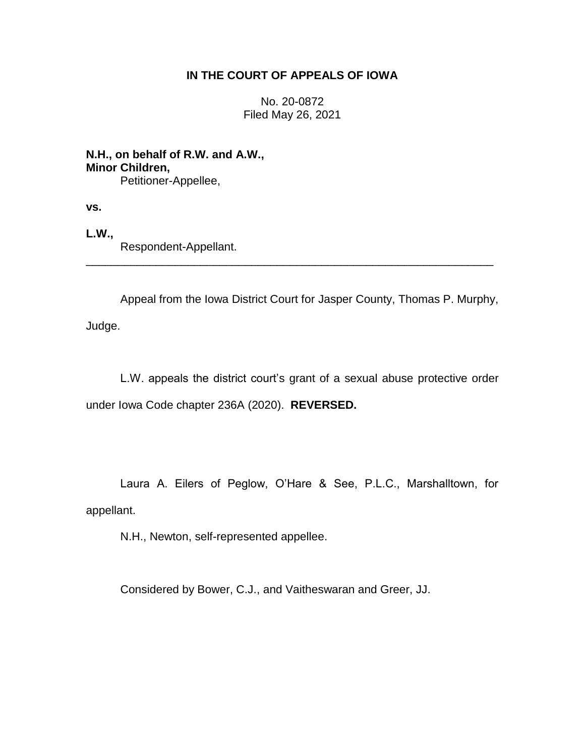**IN THE COURT OF APPEALS OF IOWA**

No. 20-0872
Filed May 26, 2021

**N.H., on behalf of R.W. and A.W., Minor Children,**
Petitioner-Appellee,

**vs.**

**L.W.,**
Respondent-Appellant.

---

Appeal from the Iowa District Court for Jasper County, Thomas P. Murphy, Judge.

L.W. appeals the district court's grant of a sexual abuse protective order under Iowa Code chapter 236A (2020). **REVERSED.**

Laura A. Eilers of Peglow, O'Hare & See, P.L.C., Marshalltown, for appellant.

N.H., Newton, self-represented appellee.

Considered by Bower, C.J., and Vaitheswaran and Greer, JJ.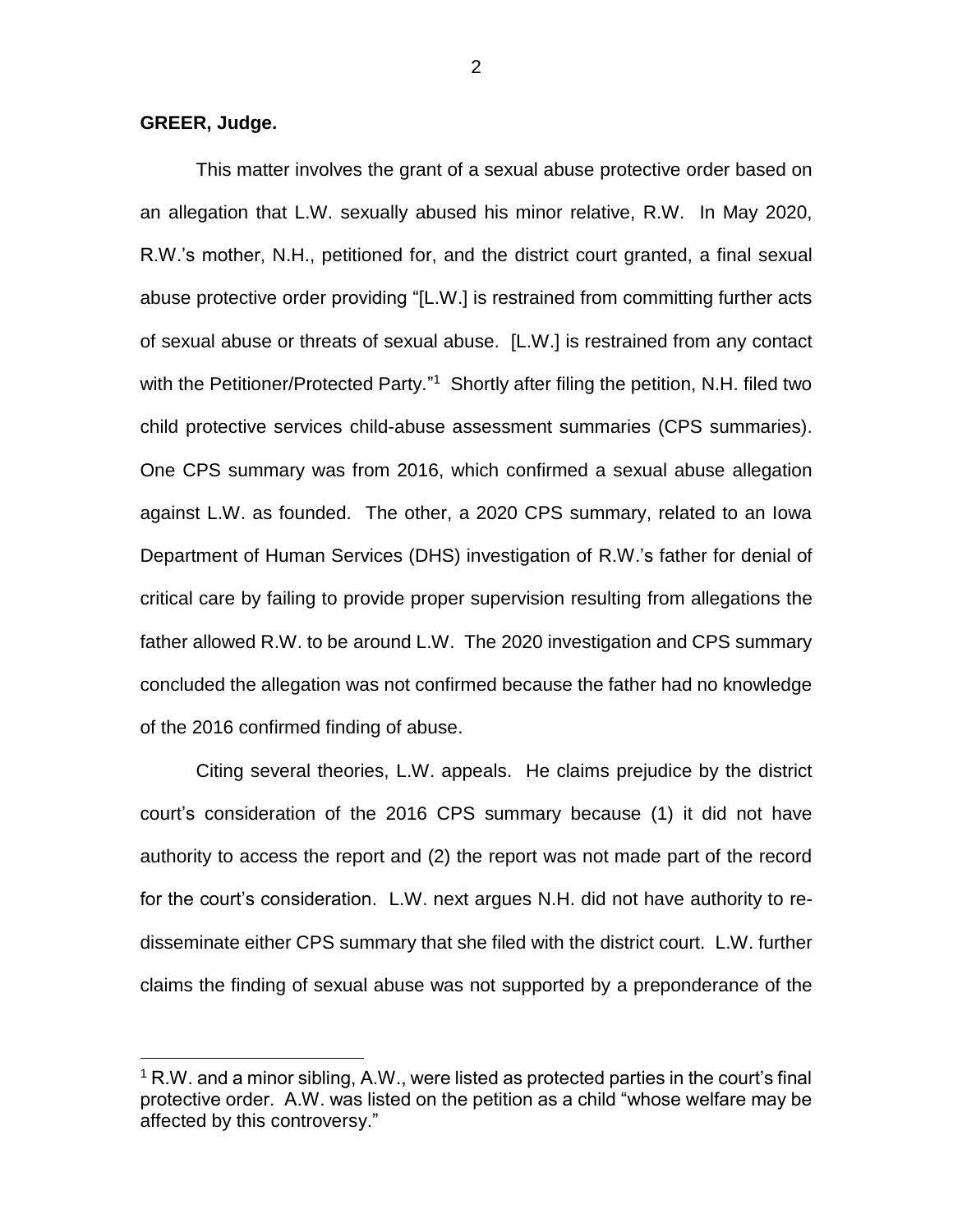**GREER, Judge.**

This matter involves the grant of a sexual abuse protective order based on an allegation that L.W. sexually abused his minor relative, R.W. In May 2020, R.W.'s mother, N.H., petitioned for, and the district court granted, a final sexual abuse protective order providing "[L.W.] is restrained from committing further acts of sexual abuse or threats of sexual abuse. [L.W.] is restrained from any contact with the Petitioner/Protected Party."[1] Shortly after filing the petition, N.H. filed two child protective services child-abuse assessment summaries (CPS summaries). One CPS summary was from 2016, which confirmed a sexual abuse allegation against L.W. as founded. The other, a 2020 CPS summary, related to an Iowa Department of Human Services (DHS) investigation of R.W.'s father for denial of critical care by failing to provide proper supervision resulting from allegations the father allowed R.W. to be around L.W. The 2020 investigation and CPS summary concluded the allegation was not confirmed because the father had no knowledge of the 2016 confirmed finding of abuse.

Citing several theories, L.W. appeals. He claims prejudice by the district court's consideration of the 2016 CPS summary because (1) it did not have authority to access the report and (2) the report was not made part of the record for the court's consideration. L.W. next argues N.H. did not have authority to re-disseminate either CPS summary that she filed with the district court. L.W. further claims the finding of sexual abuse was not supported by a preponderance of the

[1] R.W. and a minor sibling, A.W., were listed as protected parties in the court's final protective order. A.W. was listed on the petition as a child "whose welfare may be affected by this controversy."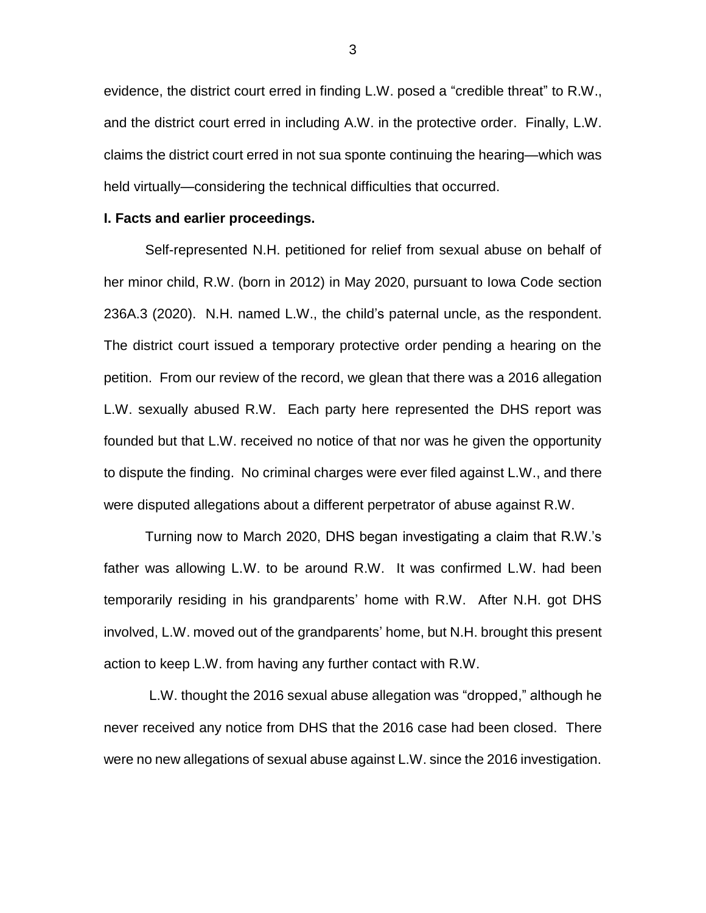evidence, the district court erred in finding L.W. posed a "credible threat" to R.W., and the district court erred in including A.W. in the protective order. Finally, L.W. claims the district court erred in not sua sponte continuing the hearing—which was held virtually—considering the technical difficulties that occurred.

**I. Facts and earlier proceedings.**

Self-represented N.H. petitioned for relief from sexual abuse on behalf of her minor child, R.W. (born in 2012) in May 2020, pursuant to Iowa Code section 236A.3 (2020). N.H. named L.W., the child's paternal uncle, as the respondent. The district court issued a temporary protective order pending a hearing on the petition. From our review of the record, we glean that there was a 2016 allegation L.W. sexually abused R.W. Each party here represented the DHS report was founded but that L.W. received no notice of that nor was he given the opportunity to dispute the finding. No criminal charges were ever filed against L.W., and there were disputed allegations about a different perpetrator of abuse against R.W.

Turning now to March 2020, DHS began investigating a claim that R.W.'s father was allowing L.W. to be around R.W. It was confirmed L.W. had been temporarily residing in his grandparents' home with R.W. After N.H. got DHS involved, L.W. moved out of the grandparents' home, but N.H. brought this present action to keep L.W. from having any further contact with R.W.

L.W. thought the 2016 sexual abuse allegation was "dropped," although he never received any notice from DHS that the 2016 case had been closed. There were no new allegations of sexual abuse against L.W. since the 2016 investigation.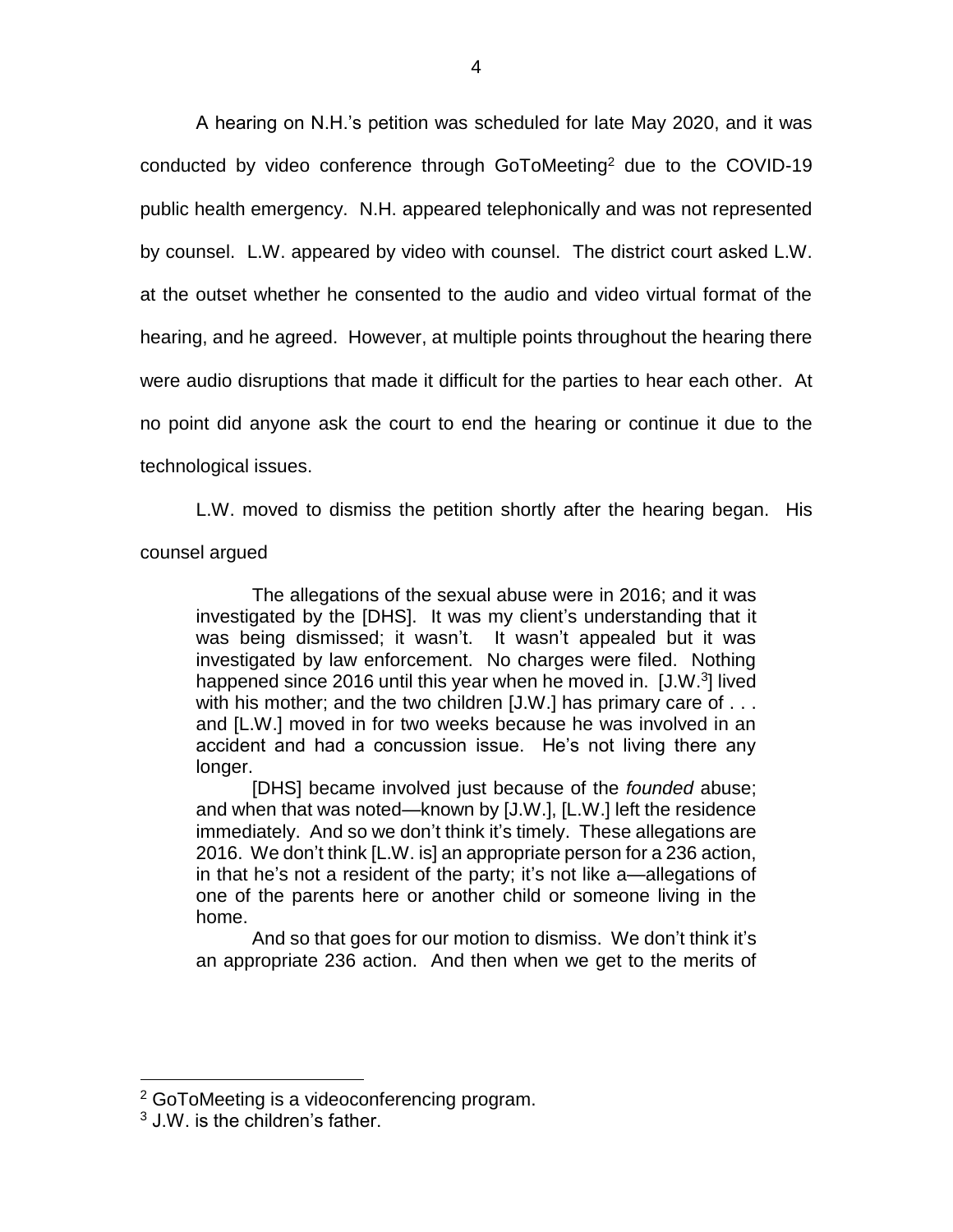A hearing on N.H.'s petition was scheduled for late May 2020, and it was conducted by video conference through GoToMeeting[2] due to the COVID-19 public health emergency. N.H. appeared telephonically and was not represented by counsel. L.W. appeared by video with counsel. The district court asked L.W. at the outset whether he consented to the audio and video virtual format of the hearing, and he agreed. However, at multiple points throughout the hearing there were audio disruptions that made it difficult for the parties to hear each other. At no point did anyone ask the court to end the hearing or continue it due to the technological issues.

L.W. moved to dismiss the petition shortly after the hearing began. His counsel argued

> The allegations of the sexual abuse were in 2016; and it was investigated by the [DHS]. It was my client's understanding that it was being dismissed; it wasn't. It wasn't appealed but it was investigated by law enforcement. No charges were filed. Nothing happened since 2016 until this year when he moved in. [J.W.[3]] lived with his mother; and the two children [J.W.] has primary care of . . . and [L.W.] moved in for two weeks because he was involved in an accident and had a concussion issue. He's not living there any longer.
>
> [DHS] became involved just because of the *founded* abuse; and when that was noted—known by [J.W.], [L.W.] left the residence immediately. And so we don't think it's timely. These allegations are 2016. We don't think [L.W. is] an appropriate person for a 236 action, in that he's not a resident of the party; it's not like a—allegations of one of the parents here or another child or someone living in the home.
>
> And so that goes for our motion to dismiss. We don't think it's an appropriate 236 action. And then when we get to the merits of

[2] GoToMeeting is a videoconferencing program.

[3] J.W. is the children's father.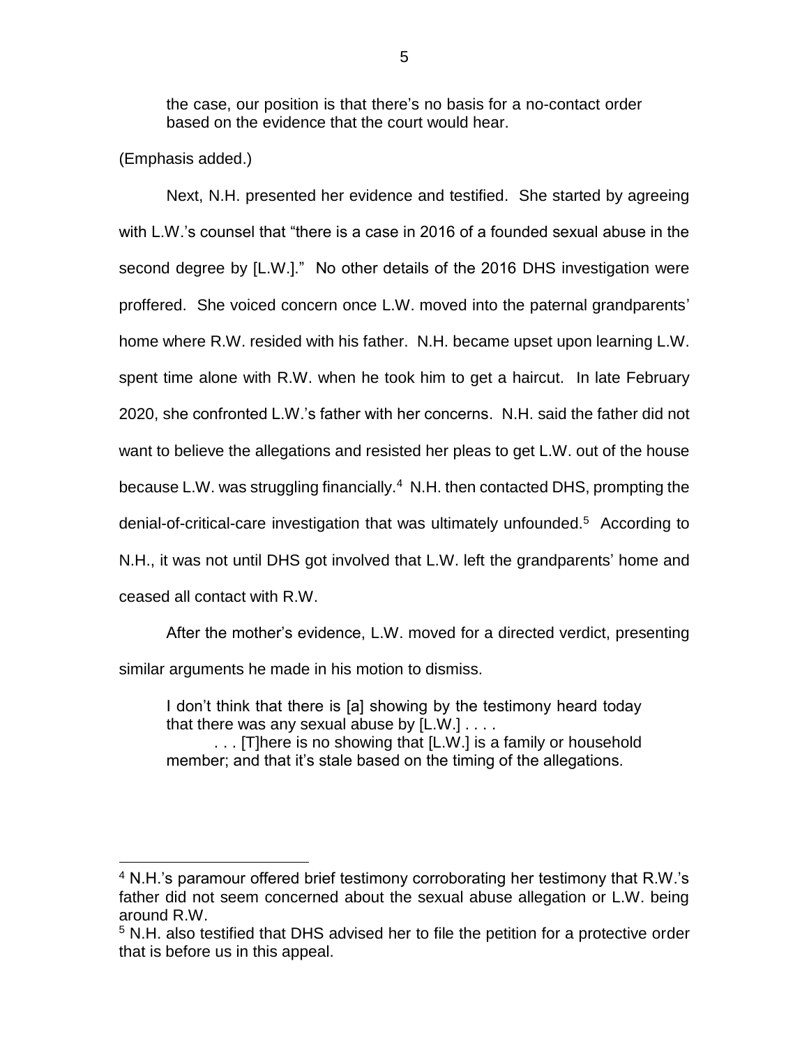> the case, our position is that there's no basis for a no-contact order based on the evidence that the court would hear.

(Emphasis added.)

Next, N.H. presented her evidence and testified. She started by agreeing with L.W.'s counsel that "there is a case in 2016 of a founded sexual abuse in the second degree by [L.W.]." No other details of the 2016 DHS investigation were proffered. She voiced concern once L.W. moved into the paternal grandparents' home where R.W. resided with his father. N.H. became upset upon learning L.W. spent time alone with R.W. when he took him to get a haircut. In late February 2020, she confronted L.W.'s father with her concerns. N.H. said the father did not want to believe the allegations and resisted her pleas to get L.W. out of the house because L.W. was struggling financially.[4] N.H. then contacted DHS, prompting the denial-of-critical-care investigation that was ultimately unfounded.[5] According to N.H., it was not until DHS got involved that L.W. left the grandparents' home and ceased all contact with R.W.

After the mother's evidence, L.W. moved for a directed verdict, presenting similar arguments he made in his motion to dismiss.

> I don't think that there is [a] showing by the testimony heard today that there was any sexual abuse by [L.W.] . . . .
>
> . . . [T]here is no showing that [L.W.] is a family or household member; and that it's stale based on the timing of the allegations.

---

[4] N.H.'s paramour offered brief testimony corroborating her testimony that R.W.'s father did not seem concerned about the sexual abuse allegation or L.W. being around R.W.

[5] N.H. also testified that DHS advised her to file the petition for a protective order that is before us in this appeal.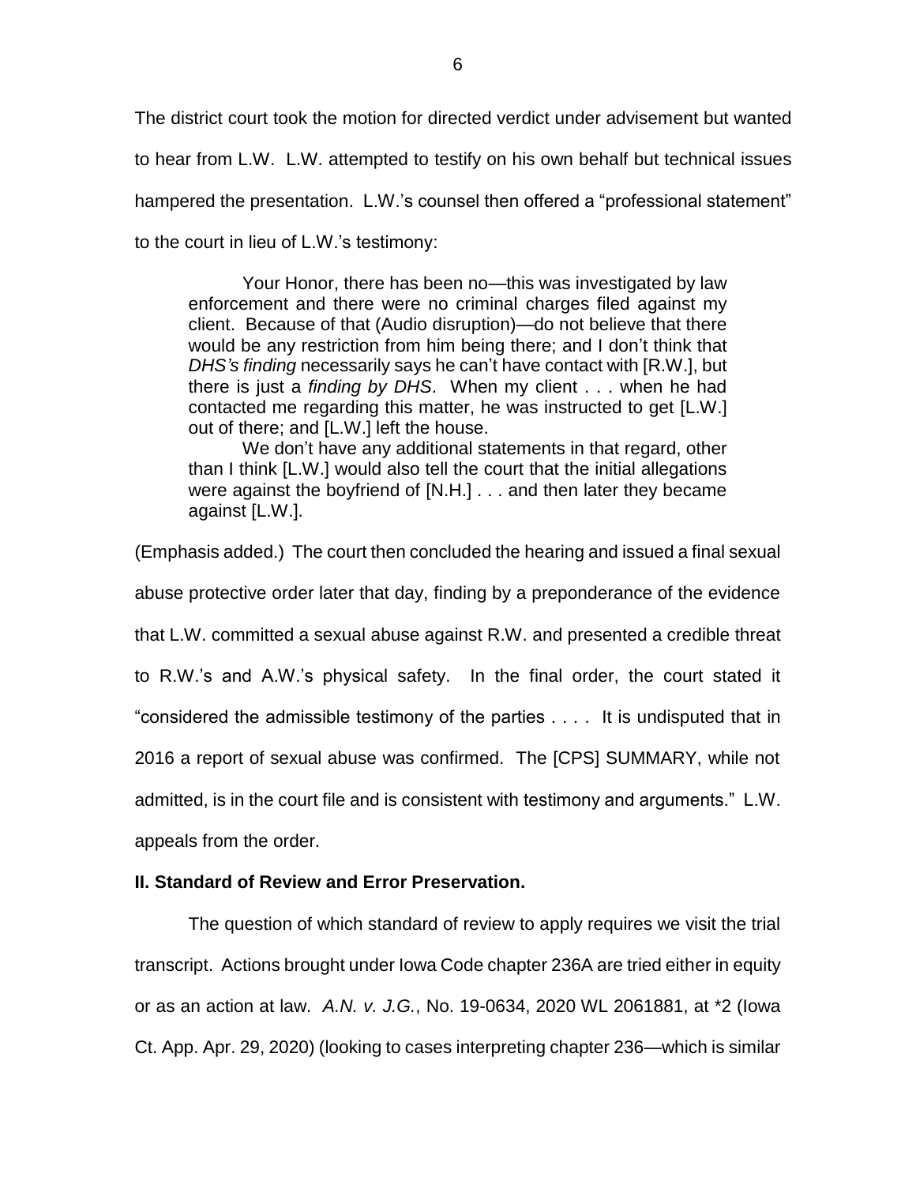The district court took the motion for directed verdict under advisement but wanted to hear from L.W. L.W. attempted to testify on his own behalf but technical issues hampered the presentation. L.W.'s counsel then offered a "professional statement" to the court in lieu of L.W.'s testimony:

> Your Honor, there has been no—this was investigated by law enforcement and there were no criminal charges filed against my client. Because of that (Audio disruption)—do not believe that there would be any restriction from him being there; and I don't think that *DHS's finding* necessarily says he can't have contact with [R.W.], but there is just a *finding by DHS*. When my client . . . when he had contacted me regarding this matter, he was instructed to get [L.W.] out of there; and [L.W.] left the house.
>
> We don't have any additional statements in that regard, other than I think [L.W.] would also tell the court that the initial allegations were against the boyfriend of [N.H.] . . . and then later they became against [L.W.].

(Emphasis added.) The court then concluded the hearing and issued a final sexual abuse protective order later that day, finding by a preponderance of the evidence that L.W. committed a sexual abuse against R.W. and presented a credible threat to R.W.'s and A.W.'s physical safety. In the final order, the court stated it "considered the admissible testimony of the parties . . . . It is undisputed that in 2016 a report of sexual abuse was confirmed. The [CPS] SUMMARY, while not admitted, is in the court file and is consistent with testimony and arguments." L.W. appeals from the order.

## II. Standard of Review and Error Preservation.

The question of which standard of review to apply requires we visit the trial transcript. Actions brought under Iowa Code chapter 236A are tried either in equity or as an action at law. *A.N. v. J.G.*, No. 19-0634, 2020 WL 2061881, at *2 (Iowa Ct. App. Apr. 29, 2020) (looking to cases interpreting chapter 236—which is similar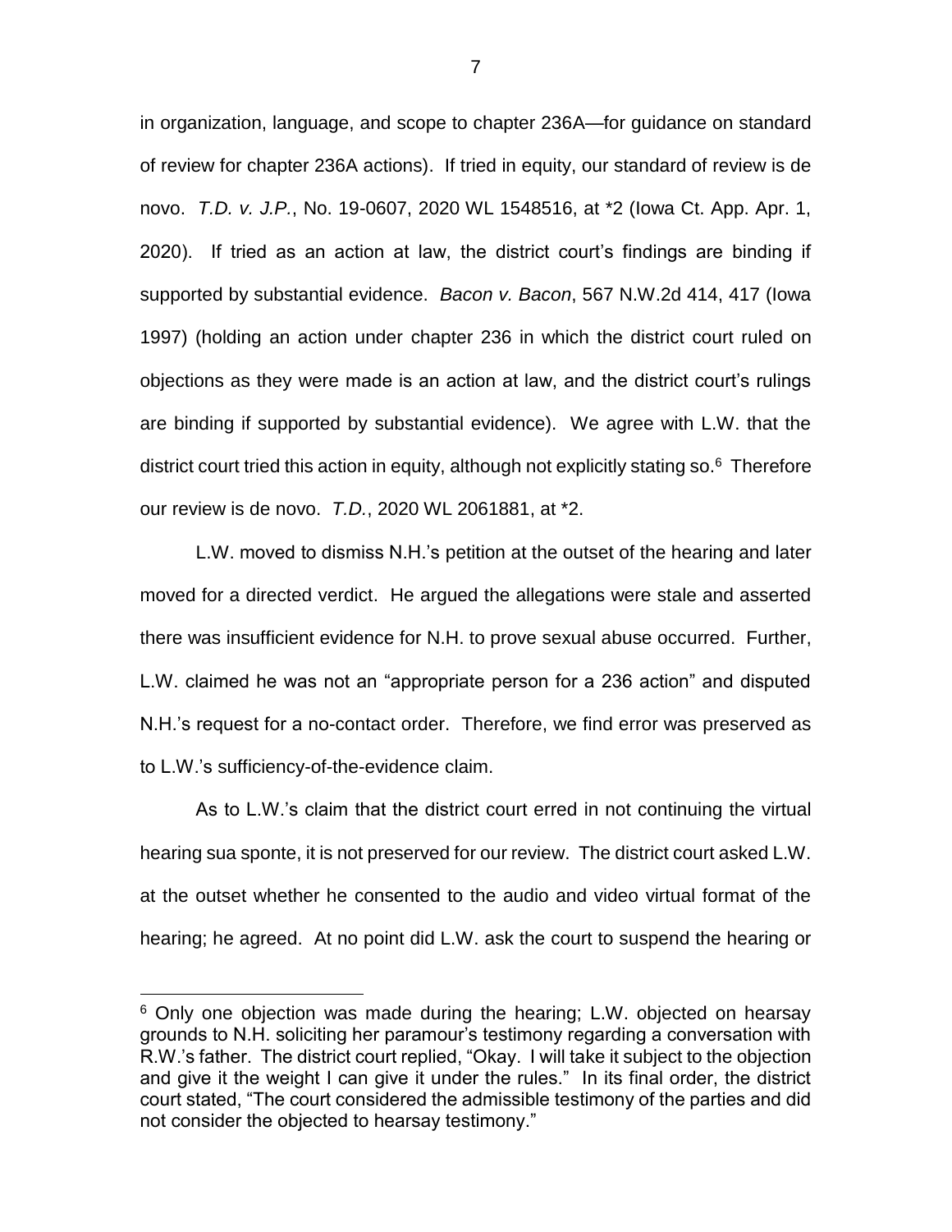in organization, language, and scope to chapter 236A—for guidance on standard of review for chapter 236A actions). If tried in equity, our standard of review is de novo. *T.D. v. J.P.*, No. 19-0607, 2020 WL 1548516, at *2 (Iowa Ct. App. Apr. 1, 2020). If tried as an action at law, the district court's findings are binding if supported by substantial evidence. *Bacon v. Bacon*, 567 N.W.2d 414, 417 (Iowa 1997) (holding an action under chapter 236 in which the district court ruled on objections as they were made is an action at law, and the district court's rulings are binding if supported by substantial evidence). We agree with L.W. that the district court tried this action in equity, although not explicitly stating so.[6] Therefore our review is de novo. *T.D.*, 2020 WL 2061881, at *2.

L.W. moved to dismiss N.H.'s petition at the outset of the hearing and later moved for a directed verdict. He argued the allegations were stale and asserted there was insufficient evidence for N.H. to prove sexual abuse occurred. Further, L.W. claimed he was not an "appropriate person for a 236 action" and disputed N.H.'s request for a no-contact order. Therefore, we find error was preserved as to L.W.'s sufficiency-of-the-evidence claim.

As to L.W.'s claim that the district court erred in not continuing the virtual hearing sua sponte, it is not preserved for our review. The district court asked L.W. at the outset whether he consented to the audio and video virtual format of the hearing; he agreed. At no point did L.W. ask the court to suspend the hearing or

[6] Only one objection was made during the hearing; L.W. objected on hearsay grounds to N.H. soliciting her paramour's testimony regarding a conversation with R.W.'s father. The district court replied, "Okay. I will take it subject to the objection and give it the weight I can give it under the rules." In its final order, the district court stated, "The court considered the admissible testimony of the parties and did not consider the objected to hearsay testimony."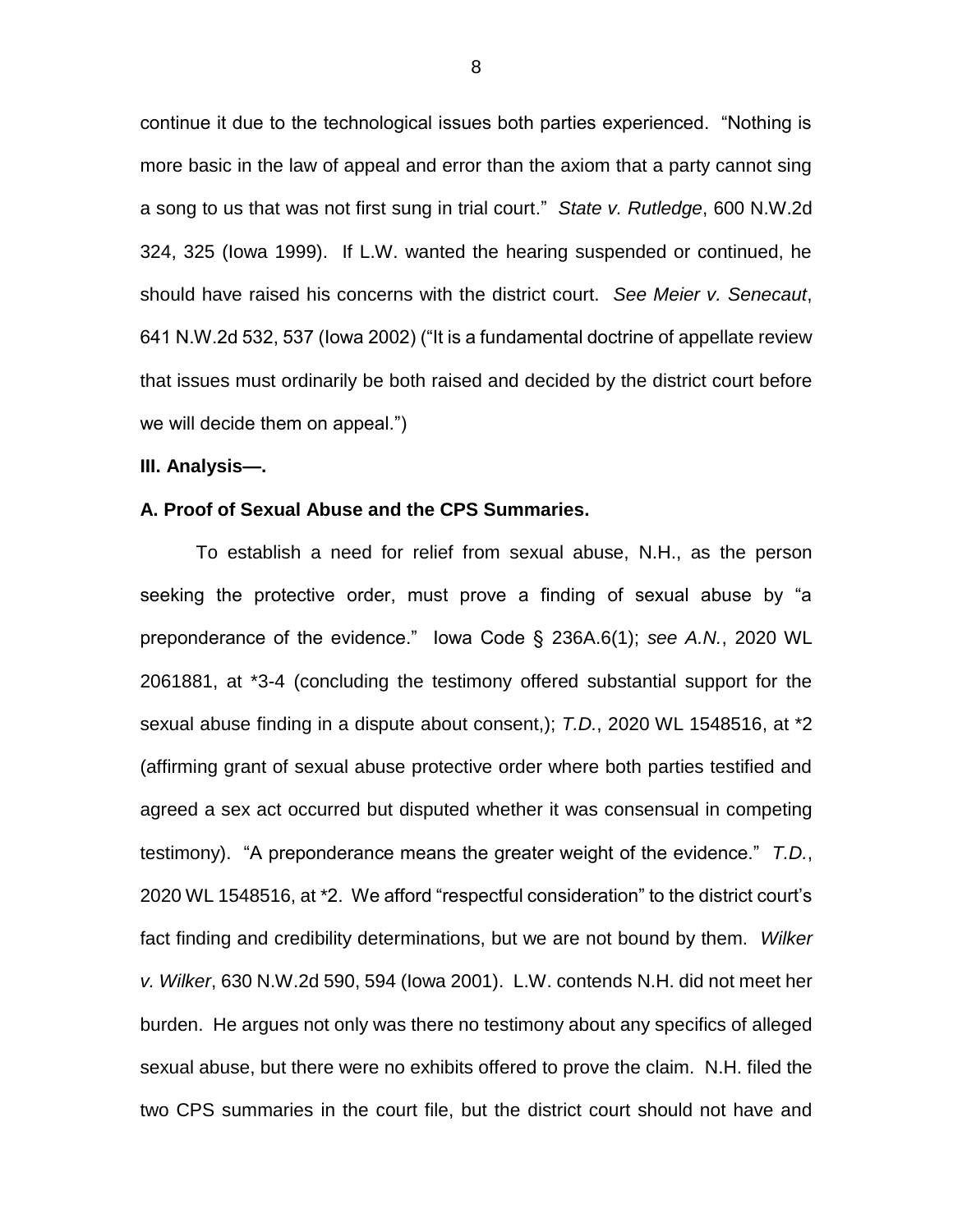continue it due to the technological issues both parties experienced. "Nothing is more basic in the law of appeal and error than the axiom that a party cannot sing a song to us that was not first sung in trial court." *State v. Rutledge*, 600 N.W.2d 324, 325 (Iowa 1999). If L.W. wanted the hearing suspended or continued, he should have raised his concerns with the district court. *See Meier v. Senecaut*, 641 N.W.2d 532, 537 (Iowa 2002) ("It is a fundamental doctrine of appellate review that issues must ordinarily be both raised and decided by the district court before we will decide them on appeal.")

**III. Analysis—.**

**A. Proof of Sexual Abuse and the CPS Summaries.**

To establish a need for relief from sexual abuse, N.H., as the person seeking the protective order, must prove a finding of sexual abuse by "a preponderance of the evidence." Iowa Code § 236A.6(1); *see A.N.*, 2020 WL 2061881, at *3-4 (concluding the testimony offered substantial support for the sexual abuse finding in a dispute about consent,); *T.D.*, 2020 WL 1548516, at *2 (affirming grant of sexual abuse protective order where both parties testified and agreed a sex act occurred but disputed whether it was consensual in competing testimony). "A preponderance means the greater weight of the evidence." *T.D.*, 2020 WL 1548516, at *2. We afford "respectful consideration" to the district court's fact finding and credibility determinations, but we are not bound by them. *Wilker v. Wilker*, 630 N.W.2d 590, 594 (Iowa 2001). L.W. contends N.H. did not meet her burden. He argues not only was there no testimony about any specifics of alleged sexual abuse, but there were no exhibits offered to prove the claim. N.H. filed the two CPS summaries in the court file, but the district court should not have and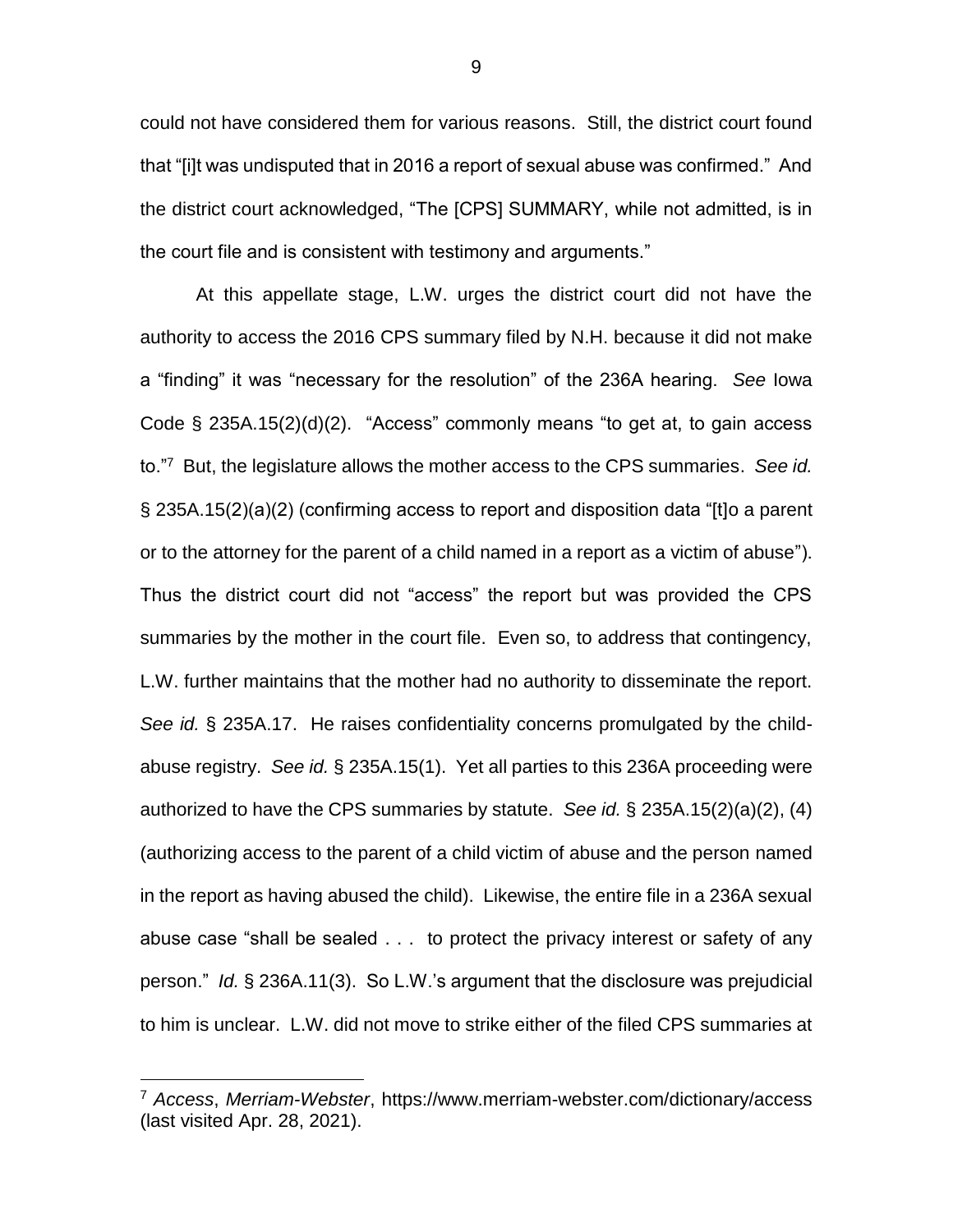could not have considered them for various reasons. Still, the district court found that "[i]t was undisputed that in 2016 a report of sexual abuse was confirmed." And the district court acknowledged, "The [CPS] SUMMARY, while not admitted, is in the court file and is consistent with testimony and arguments."

At this appellate stage, L.W. urges the district court did not have the authority to access the 2016 CPS summary filed by N.H. because it did not make a "finding" it was "necessary for the resolution" of the 236A hearing. *See* Iowa Code § 235A.15(2)(d)(2). "Access" commonly means "to get at, to gain access to."[7] But, the legislature allows the mother access to the CPS summaries. *See id.* § 235A.15(2)(a)(2) (confirming access to report and disposition data "[t]o a parent or to the attorney for the parent of a child named in a report as a victim of abuse"). Thus the district court did not "access" the report but was provided the CPS summaries by the mother in the court file. Even so, to address that contingency, L.W. further maintains that the mother had no authority to disseminate the report. *See id.* § 235A.17. He raises confidentiality concerns promulgated by the child-abuse registry. *See id.* § 235A.15(1). Yet all parties to this 236A proceeding were authorized to have the CPS summaries by statute. *See id.* § 235A.15(2)(a)(2), (4) (authorizing access to the parent of a child victim of abuse and the person named in the report as having abused the child). Likewise, the entire file in a 236A sexual abuse case "shall be sealed . . . to protect the privacy interest or safety of any person." *Id.* § 236A.11(3). So L.W.'s argument that the disclosure was prejudicial to him is unclear. L.W. did not move to strike either of the filed CPS summaries at

---

[7] *Access*, *Merriam-Webster*, https://www.merriam-webster.com/dictionary/access (last visited Apr. 28, 2021).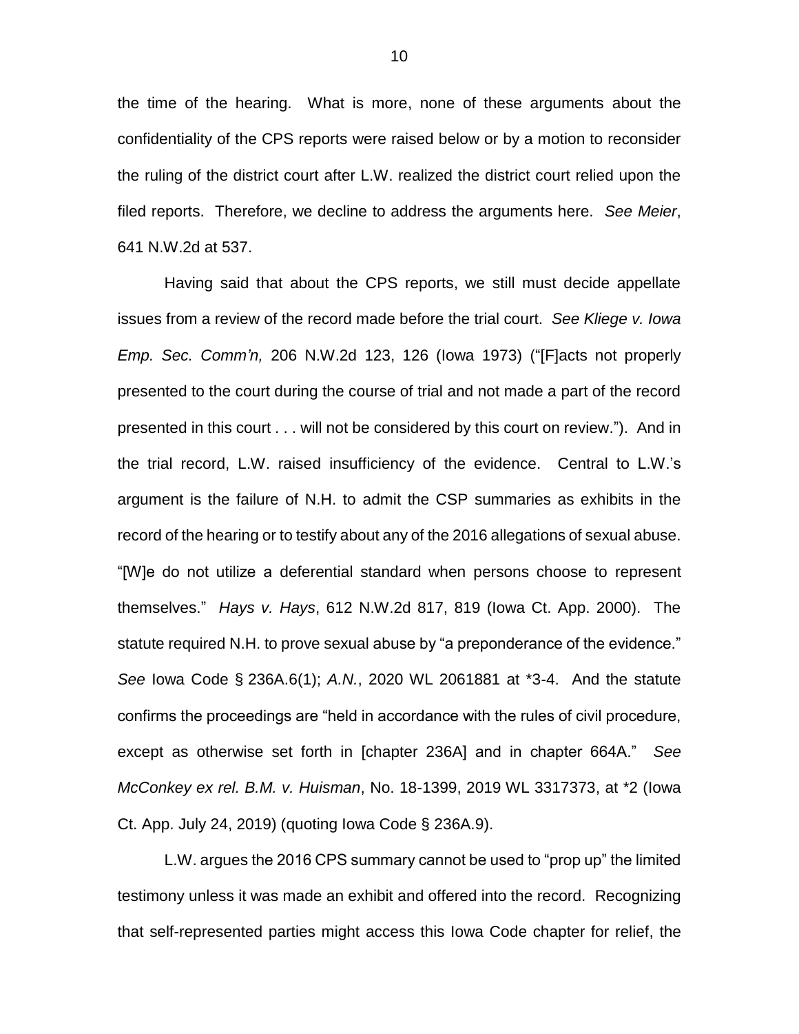the time of the hearing. What is more, none of these arguments about the confidentiality of the CPS reports were raised below or by a motion to reconsider the ruling of the district court after L.W. realized the district court relied upon the filed reports. Therefore, we decline to address the arguments here. *See Meier*, 641 N.W.2d at 537.

Having said that about the CPS reports, we still must decide appellate issues from a review of the record made before the trial court. *See Kliege v. Iowa Emp. Sec. Comm'n,* 206 N.W.2d 123, 126 (Iowa 1973) ("[F]acts not properly presented to the court during the course of trial and not made a part of the record presented in this court . . . will not be considered by this court on review."). And in the trial record, L.W. raised insufficiency of the evidence. Central to L.W.'s argument is the failure of N.H. to admit the CSP summaries as exhibits in the record of the hearing or to testify about any of the 2016 allegations of sexual abuse. "[W]e do not utilize a deferential standard when persons choose to represent themselves." *Hays v. Hays*, 612 N.W.2d 817, 819 (Iowa Ct. App. 2000). The statute required N.H. to prove sexual abuse by "a preponderance of the evidence." *See* Iowa Code § 236A.6(1); *A.N.*, 2020 WL 2061881 at *3-4. And the statute confirms the proceedings are "held in accordance with the rules of civil procedure, except as otherwise set forth in [chapter 236A] and in chapter 664A." *See McConkey ex rel. B.M. v. Huisman*, No. 18-1399, 2019 WL 3317373, at *2 (Iowa Ct. App. July 24, 2019) (quoting Iowa Code § 236A.9).

L.W. argues the 2016 CPS summary cannot be used to "prop up" the limited testimony unless it was made an exhibit and offered into the record. Recognizing that self-represented parties might access this Iowa Code chapter for relief, the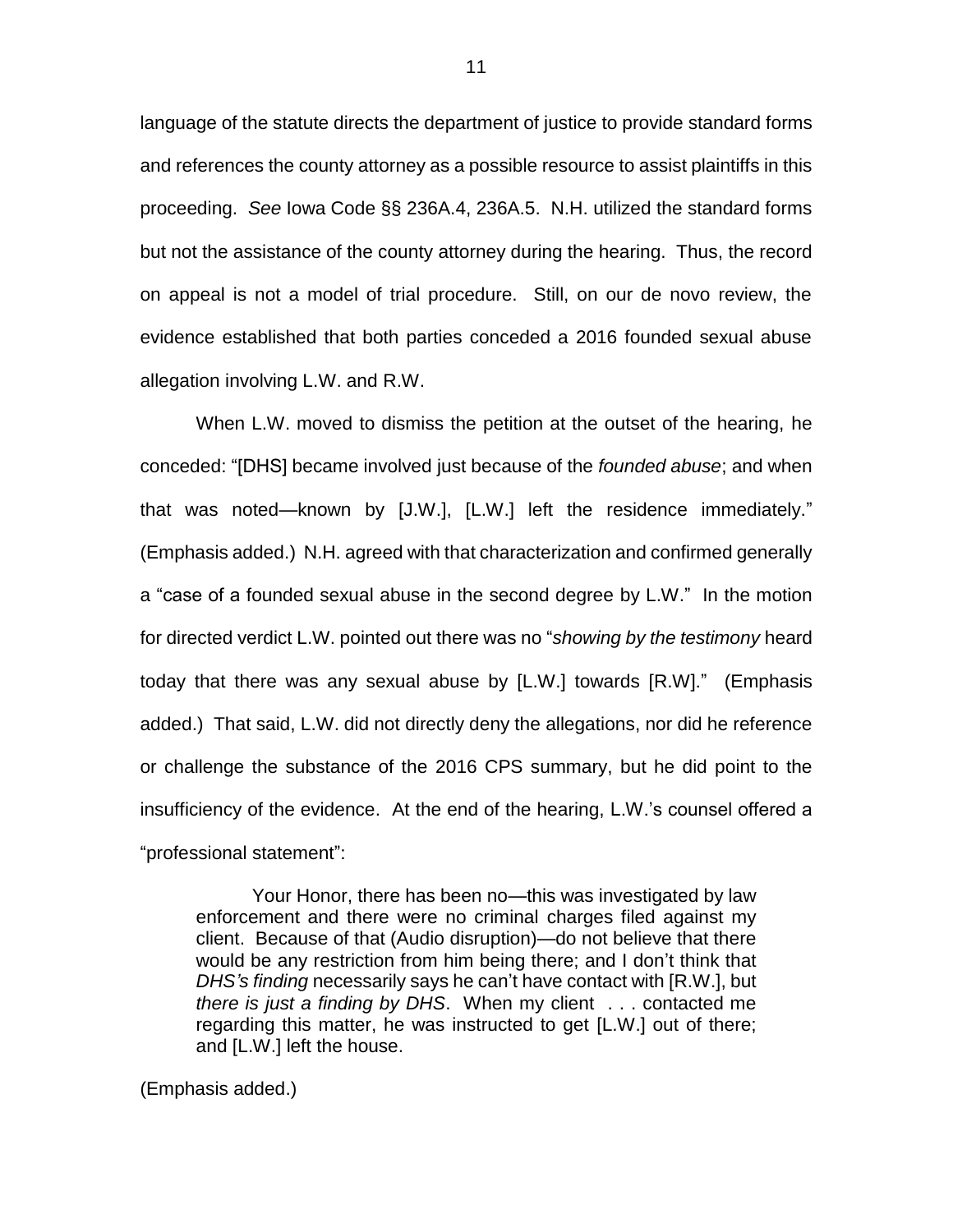language of the statute directs the department of justice to provide standard forms and references the county attorney as a possible resource to assist plaintiffs in this proceeding. *See* Iowa Code §§ 236A.4, 236A.5. N.H. utilized the standard forms but not the assistance of the county attorney during the hearing. Thus, the record on appeal is not a model of trial procedure. Still, on our de novo review, the evidence established that both parties conceded a 2016 founded sexual abuse allegation involving L.W. and R.W.

When L.W. moved to dismiss the petition at the outset of the hearing, he conceded: "[DHS] became involved just because of the *founded abuse*; and when that was noted—known by [J.W.], [L.W.] left the residence immediately." (Emphasis added.) N.H. agreed with that characterization and confirmed generally a "case of a founded sexual abuse in the second degree by L.W." In the motion for directed verdict L.W. pointed out there was no "*showing by the testimony* heard today that there was any sexual abuse by [L.W.] towards [R.W]." (Emphasis added.) That said, L.W. did not directly deny the allegations, nor did he reference or challenge the substance of the 2016 CPS summary, but he did point to the insufficiency of the evidence. At the end of the hearing, L.W.'s counsel offered a "professional statement":

> Your Honor, there has been no—this was investigated by law enforcement and there were no criminal charges filed against my client. Because of that (Audio disruption)—do not believe that there would be any restriction from him being there; and I don't think that *DHS's finding* necessarily says he can't have contact with [R.W.], but *there is just a finding by DHS*. When my client . . . contacted me regarding this matter, he was instructed to get [L.W.] out of there; and [L.W.] left the house.

(Emphasis added.)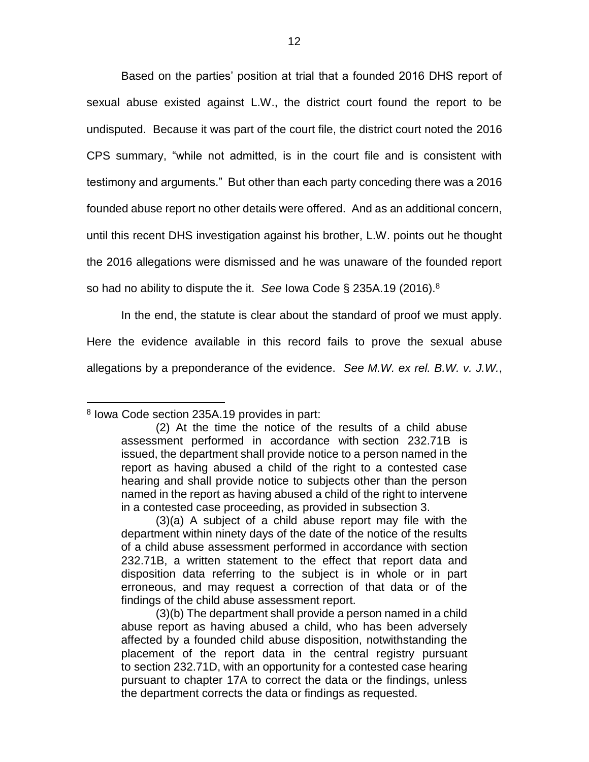Based on the parties' position at trial that a founded 2016 DHS report of sexual abuse existed against L.W., the district court found the report to be undisputed. Because it was part of the court file, the district court noted the 2016 CPS summary, "while not admitted, is in the court file and is consistent with testimony and arguments." But other than each party conceding there was a 2016 founded abuse report no other details were offered. And as an additional concern, until this recent DHS investigation against his brother, L.W. points out he thought the 2016 allegations were dismissed and he was unaware of the founded report so had no ability to dispute the it. *See* Iowa Code § 235A.19 (2016).[8]

In the end, the statute is clear about the standard of proof we must apply. Here the evidence available in this record fails to prove the sexual abuse allegations by a preponderance of the evidence. *See M.W. ex rel. B.W. v. J.W.*,

---

[8] Iowa Code section 235A.19 provides in part:

> (2) At the time the notice of the results of a child abuse assessment performed in accordance with section 232.71B is issued, the department shall provide notice to a person named in the report as having abused a child of the right to a contested case hearing and shall provide notice to subjects other than the person named in the report as having abused a child of the right to intervene in a contested case proceeding, as provided in subsection 3.
>
> (3)(a) A subject of a child abuse report may file with the department within ninety days of the date of the notice of the results of a child abuse assessment performed in accordance with section 232.71B, a written statement to the effect that report data and disposition data referring to the subject is in whole or in part erroneous, and may request a correction of that data or of the findings of the child abuse assessment report.
>
> (3)(b) The department shall provide a person named in a child abuse report as having abused a child, who has been adversely affected by a founded child abuse disposition, notwithstanding the placement of the report data in the central registry pursuant to section 232.71D, with an opportunity for a contested case hearing pursuant to chapter 17A to correct the data or the findings, unless the department corrects the data or findings as requested.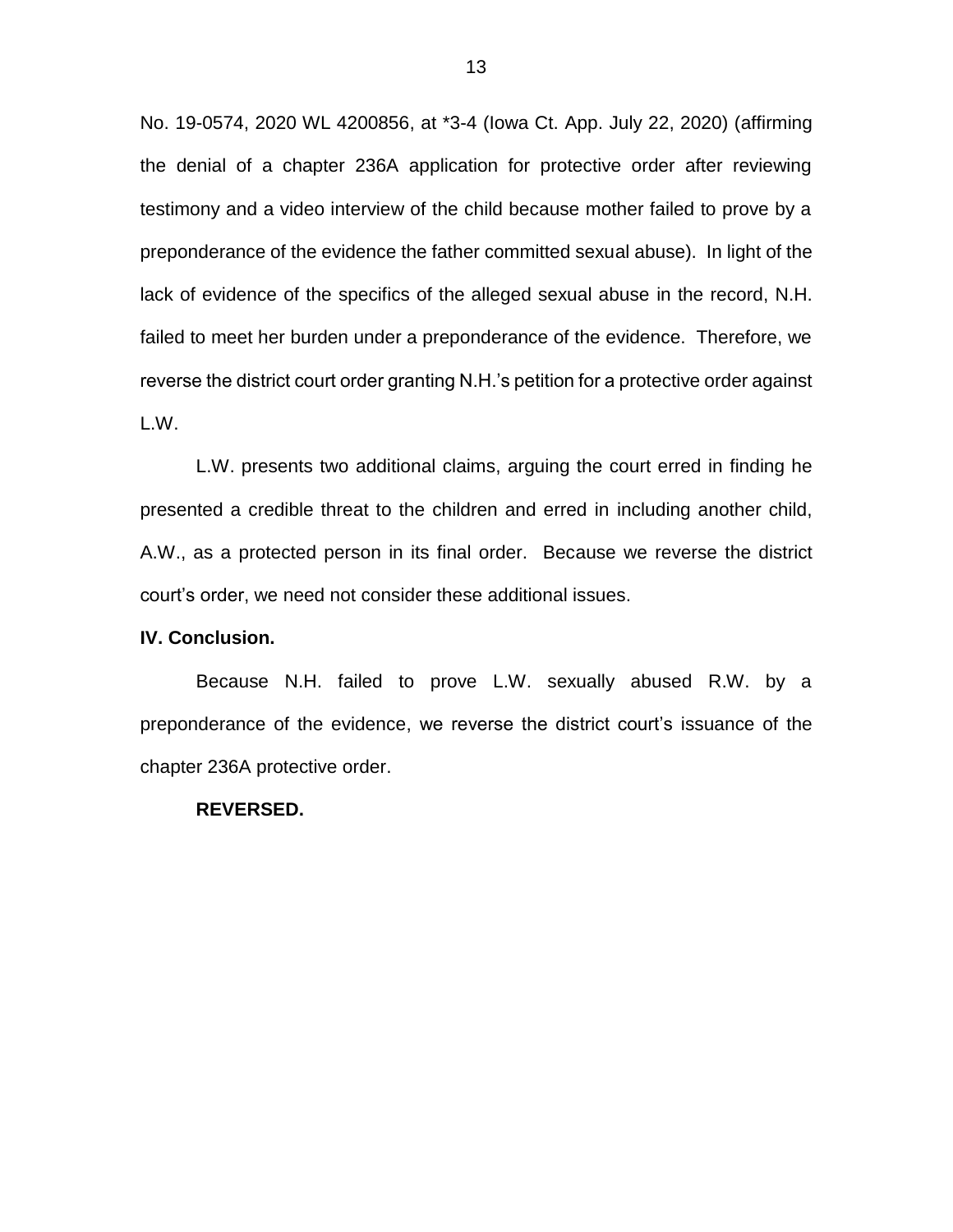No. 19-0574, 2020 WL 4200856, at *3-4 (Iowa Ct. App. July 22, 2020) (affirming the denial of a chapter 236A application for protective order after reviewing testimony and a video interview of the child because mother failed to prove by a preponderance of the evidence the father committed sexual abuse). In light of the lack of evidence of the specifics of the alleged sexual abuse in the record, N.H. failed to meet her burden under a preponderance of the evidence. Therefore, we reverse the district court order granting N.H.'s petition for a protective order against L.W.

L.W. presents two additional claims, arguing the court erred in finding he presented a credible threat to the children and erred in including another child, A.W., as a protected person in its final order. Because we reverse the district court's order, we need not consider these additional issues.

**IV. Conclusion.**

Because N.H. failed to prove L.W. sexually abused R.W. by a preponderance of the evidence, we reverse the district court's issuance of the chapter 236A protective order.

**REVERSED.**